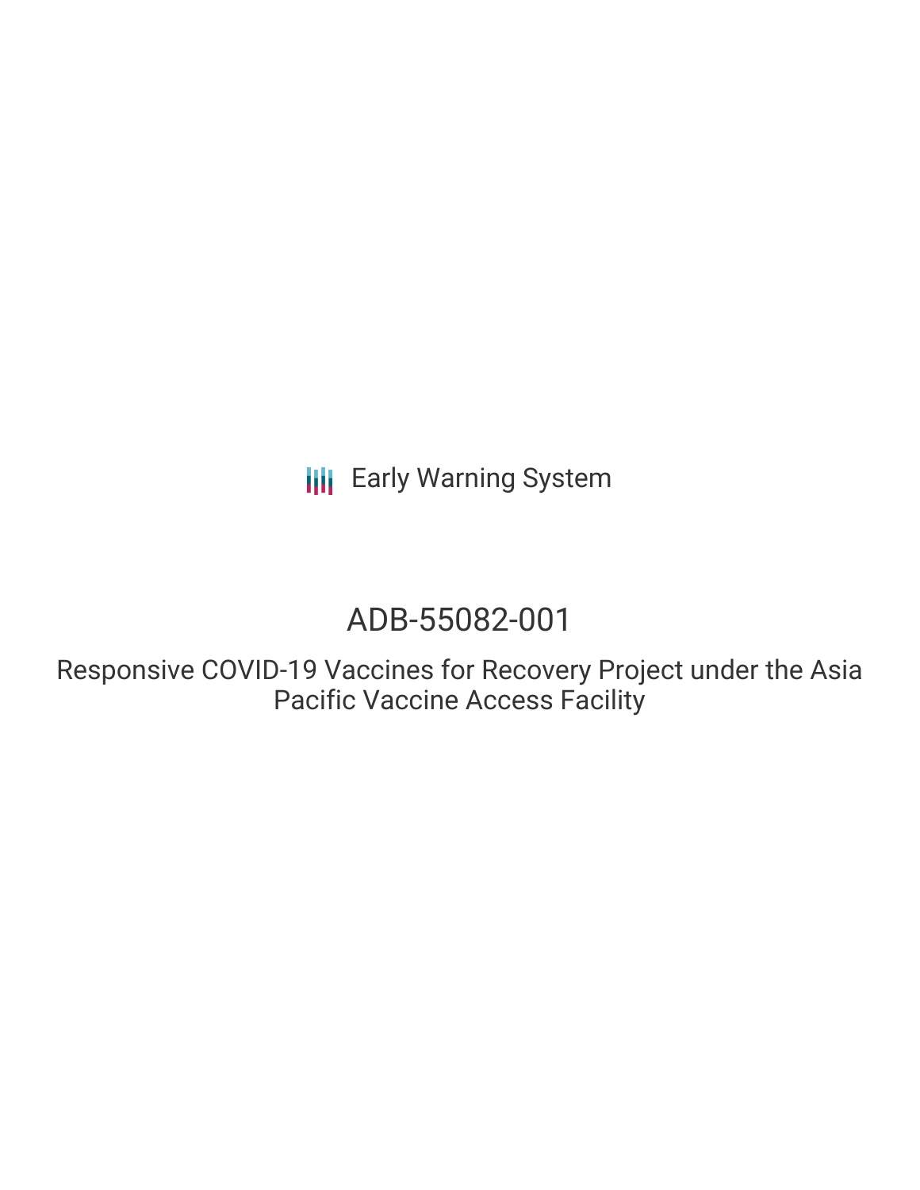Early Warning System

# ADB-55082-001

Responsive COVID-19 Vaccines for Recovery Project under the Asia Pacific Vaccine Access Facility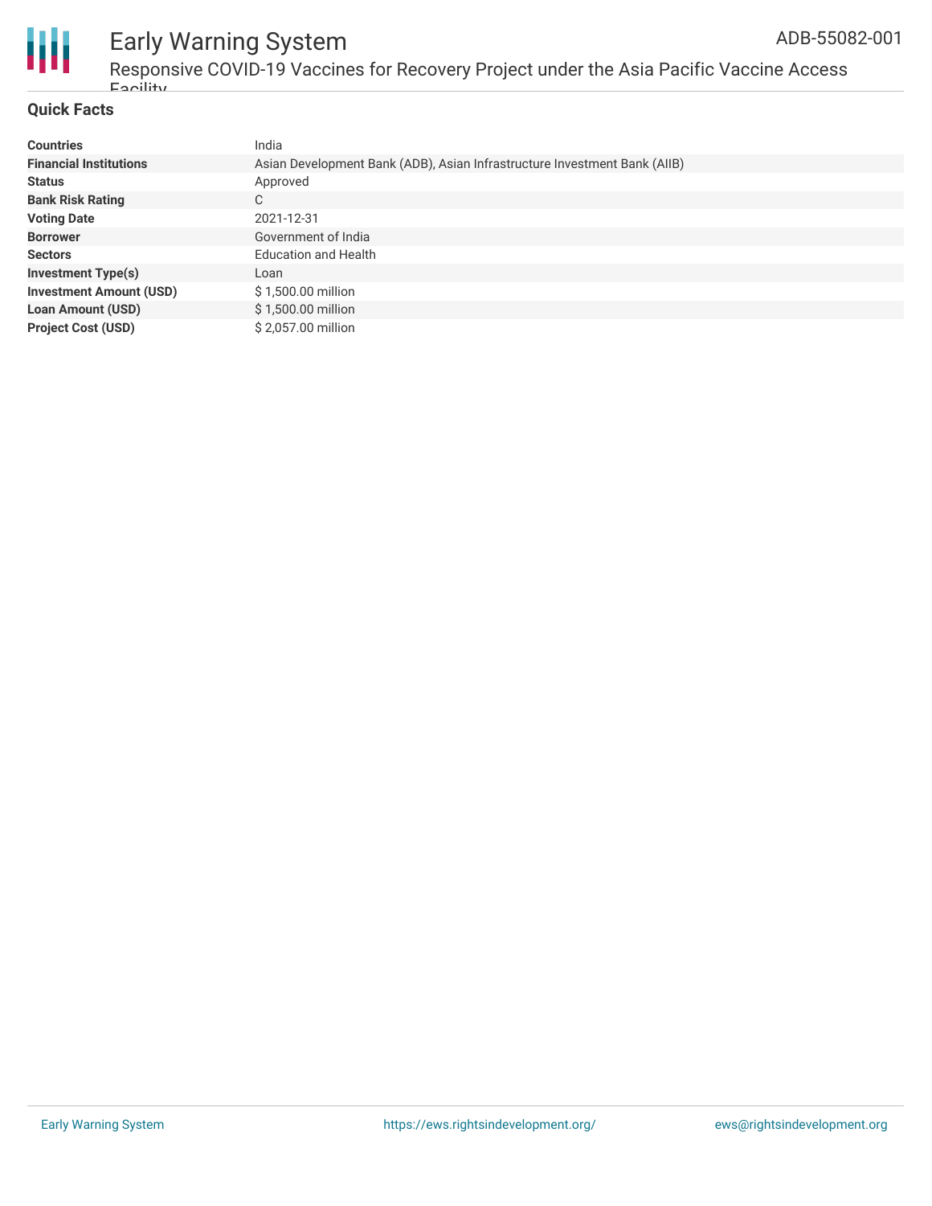## Quick Facts

| | |
|---|---|
| **Countries** | India |
| **Financial Institutions** | Asian Development Bank (ADB), Asian Infrastructure Investment Bank (AIIB) |
| **Status** | Approved |
| **Bank Risk Rating** | C |
| **Voting Date** | 2021-12-31 |
| **Borrower** | Government of India |
| **Sectors** | Education and Health |
| **Investment Type(s)** | Loan |
| **Investment Amount (USD)** | $ 1,500.00 million |
| **Loan Amount (USD)** | $ 1,500.00 million |
| **Project Cost (USD)** | $ 2,057.00 million |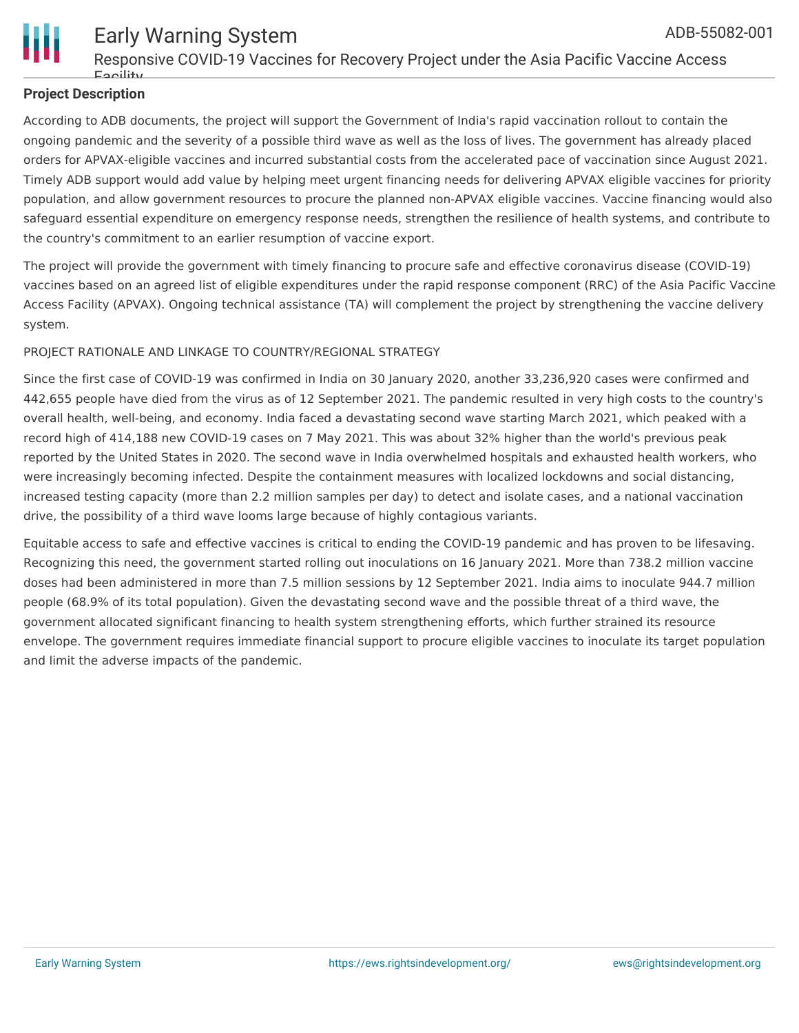**Project Description**

According to ADB documents, the project will support the Government of India's rapid vaccination rollout to contain the ongoing pandemic and the severity of a possible third wave as well as the loss of lives. The government has already placed orders for APVAX-eligible vaccines and incurred substantial costs from the accelerated pace of vaccination since August 2021. Timely ADB support would add value by helping meet urgent financing needs for delivering APVAX eligible vaccines for priority population, and allow government resources to procure the planned non-APVAX eligible vaccines. Vaccine financing would also safeguard essential expenditure on emergency response needs, strengthen the resilience of health systems, and contribute to the country's commitment to an earlier resumption of vaccine export.

The project will provide the government with timely financing to procure safe and effective coronavirus disease (COVID-19) vaccines based on an agreed list of eligible expenditures under the rapid response component (RRC) of the Asia Pacific Vaccine Access Facility (APVAX). Ongoing technical assistance (TA) will complement the project by strengthening the vaccine delivery system.

PROJECT RATIONALE AND LINKAGE TO COUNTRY/REGIONAL STRATEGY

Since the first case of COVID-19 was confirmed in India on 30 January 2020, another 33,236,920 cases were confirmed and 442,655 people have died from the virus as of 12 September 2021. The pandemic resulted in very high costs to the country's overall health, well-being, and economy. India faced a devastating second wave starting March 2021, which peaked with a record high of 414,188 new COVID-19 cases on 7 May 2021. This was about 32% higher than the world's previous peak reported by the United States in 2020. The second wave in India overwhelmed hospitals and exhausted health workers, who were increasingly becoming infected. Despite the containment measures with localized lockdowns and social distancing, increased testing capacity (more than 2.2 million samples per day) to detect and isolate cases, and a national vaccination drive, the possibility of a third wave looms large because of highly contagious variants.

Equitable access to safe and effective vaccines is critical to ending the COVID-19 pandemic and has proven to be lifesaving. Recognizing this need, the government started rolling out inoculations on 16 January 2021. More than 738.2 million vaccine doses had been administered in more than 7.5 million sessions by 12 September 2021. India aims to inoculate 944.7 million people (68.9% of its total population). Given the devastating second wave and the possible threat of a third wave, the government allocated significant financing to health system strengthening efforts, which further strained its resource envelope. The government requires immediate financial support to procure eligible vaccines to inoculate its target population and limit the adverse impacts of the pandemic.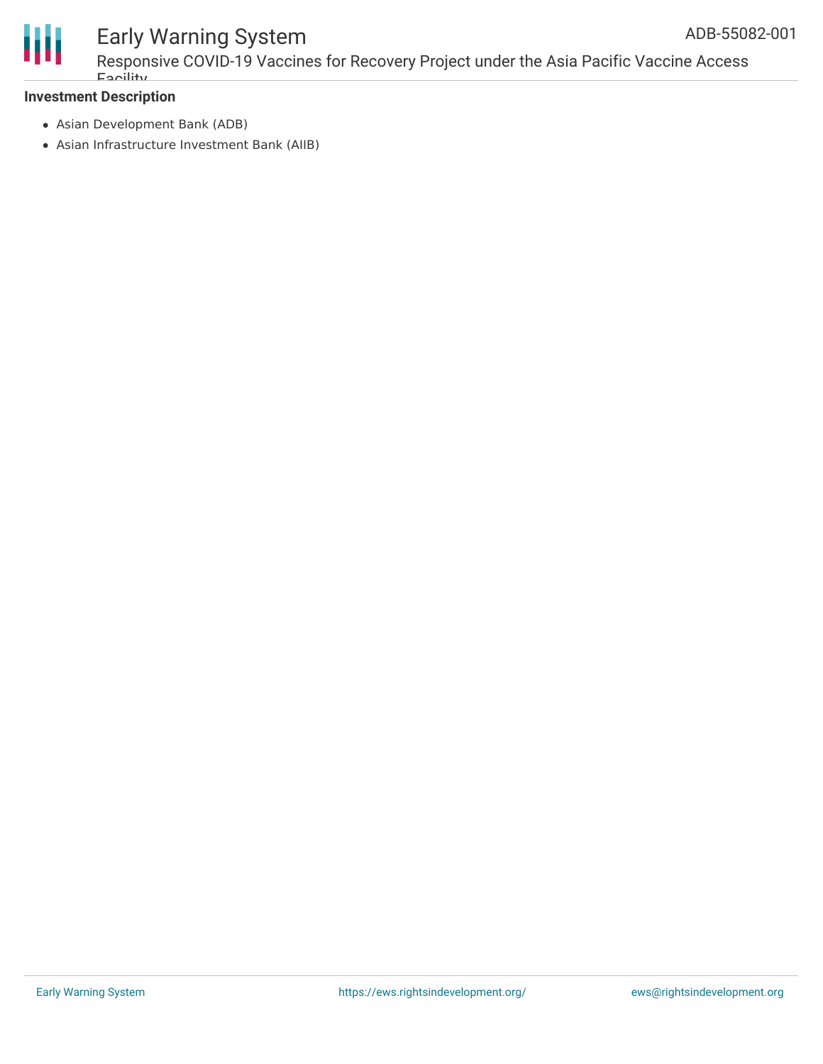**Investment Description**

- Asian Development Bank (ADB)
- Asian Infrastructure Investment Bank (AIIB)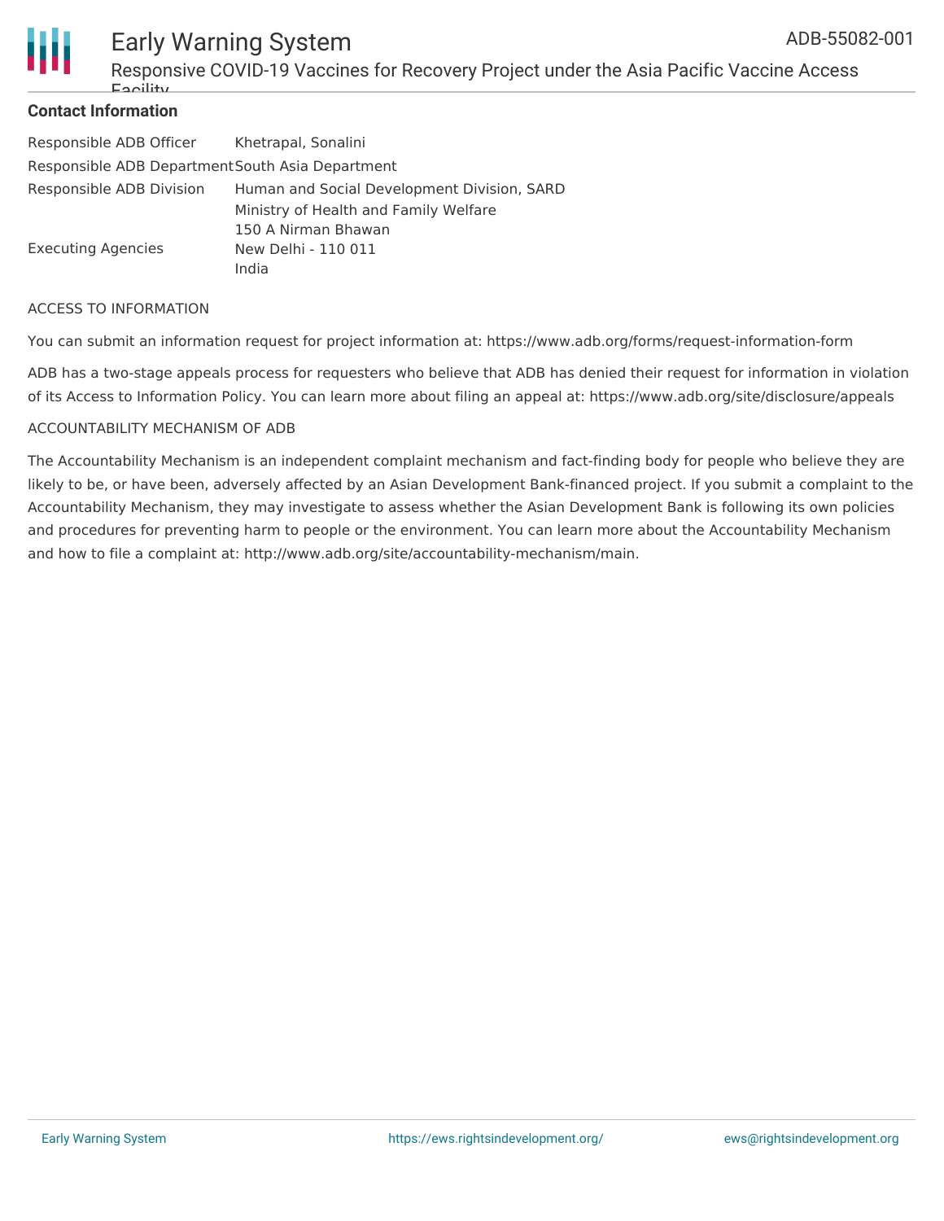## Contact Information

| | |
|---|---|
| Responsible ADB Officer | Khetrapal, Sonalini |
| Responsible ADB Department | South Asia Department |
| Responsible ADB Division | Human and Social Development Division, SARD |
| Executing Agencies | Ministry of Health and Family Welfare<br>150 A Nirman Bhawan<br>New Delhi - 110 011<br>India |

ACCESS TO INFORMATION

You can submit an information request for project information at: https://www.adb.org/forms/request-information-form

ADB has a two-stage appeals process for requesters who believe that ADB has denied their request for information in violation of its Access to Information Policy. You can learn more about filing an appeal at: https://www.adb.org/site/disclosure/appeals

ACCOUNTABILITY MECHANISM OF ADB

The Accountability Mechanism is an independent complaint mechanism and fact-finding body for people who believe they are likely to be, or have been, adversely affected by an Asian Development Bank-financed project. If you submit a complaint to the Accountability Mechanism, they may investigate to assess whether the Asian Development Bank is following its own policies and procedures for preventing harm to people or the environment. You can learn more about the Accountability Mechanism and how to file a complaint at: http://www.adb.org/site/accountability-mechanism/main.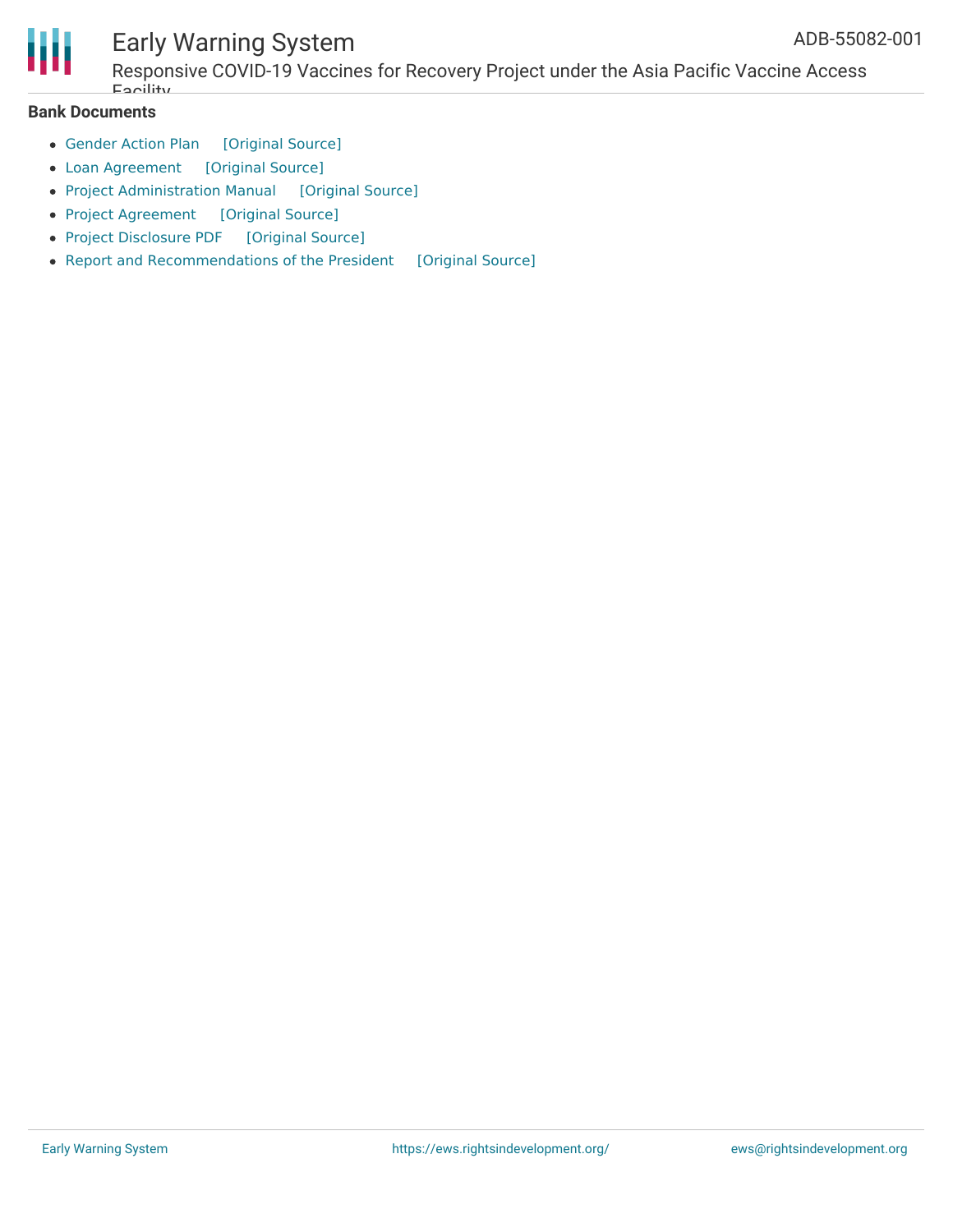**Bank Documents**

- Gender Action Plan [Original Source]
- Loan Agreement [Original Source]
- Project Administration Manual [Original Source]
- Project Agreement [Original Source]
- Project Disclosure PDF [Original Source]
- Report and Recommendations of the President [Original Source]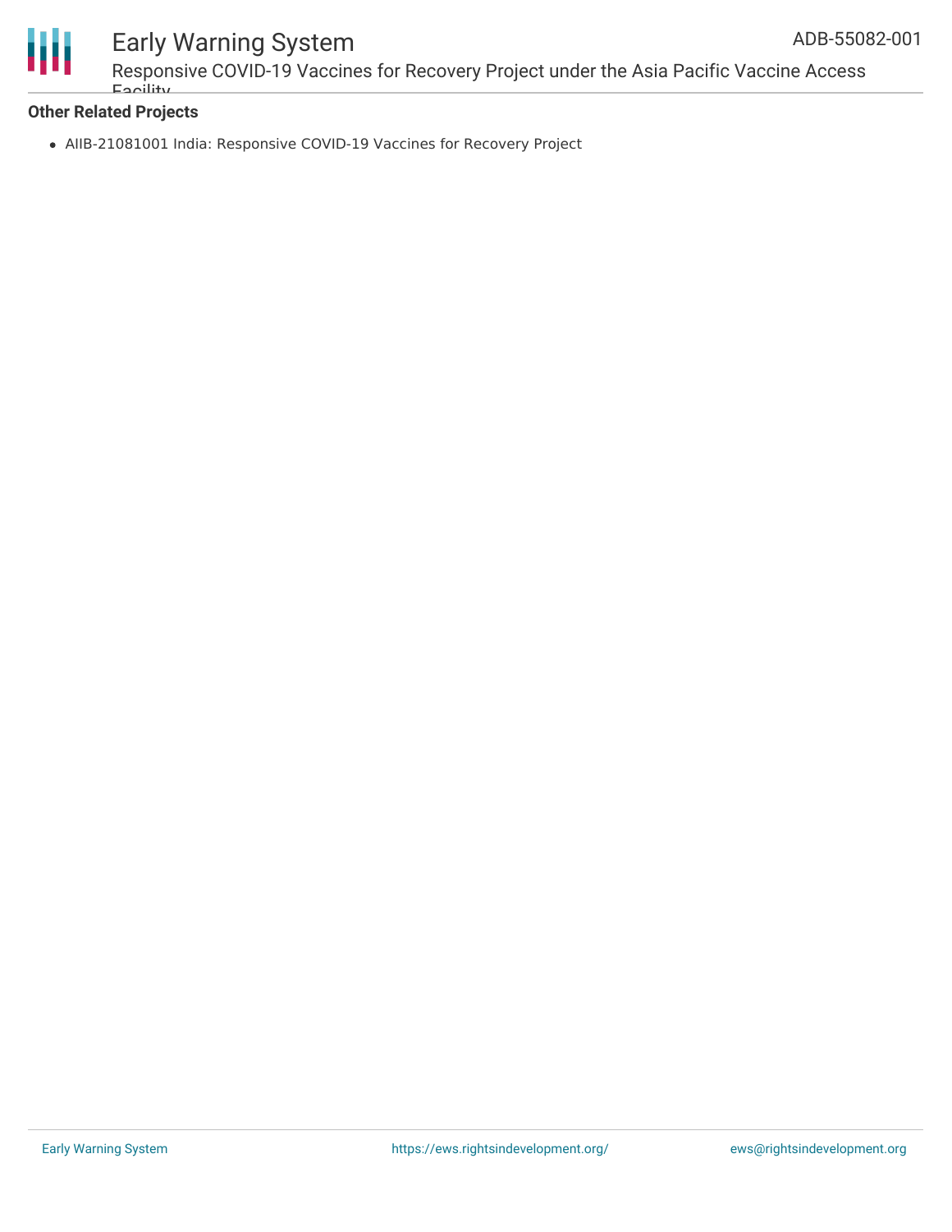**Other Related Projects**

- AIIB-21081001 India: Responsive COVID-19 Vaccines for Recovery Project